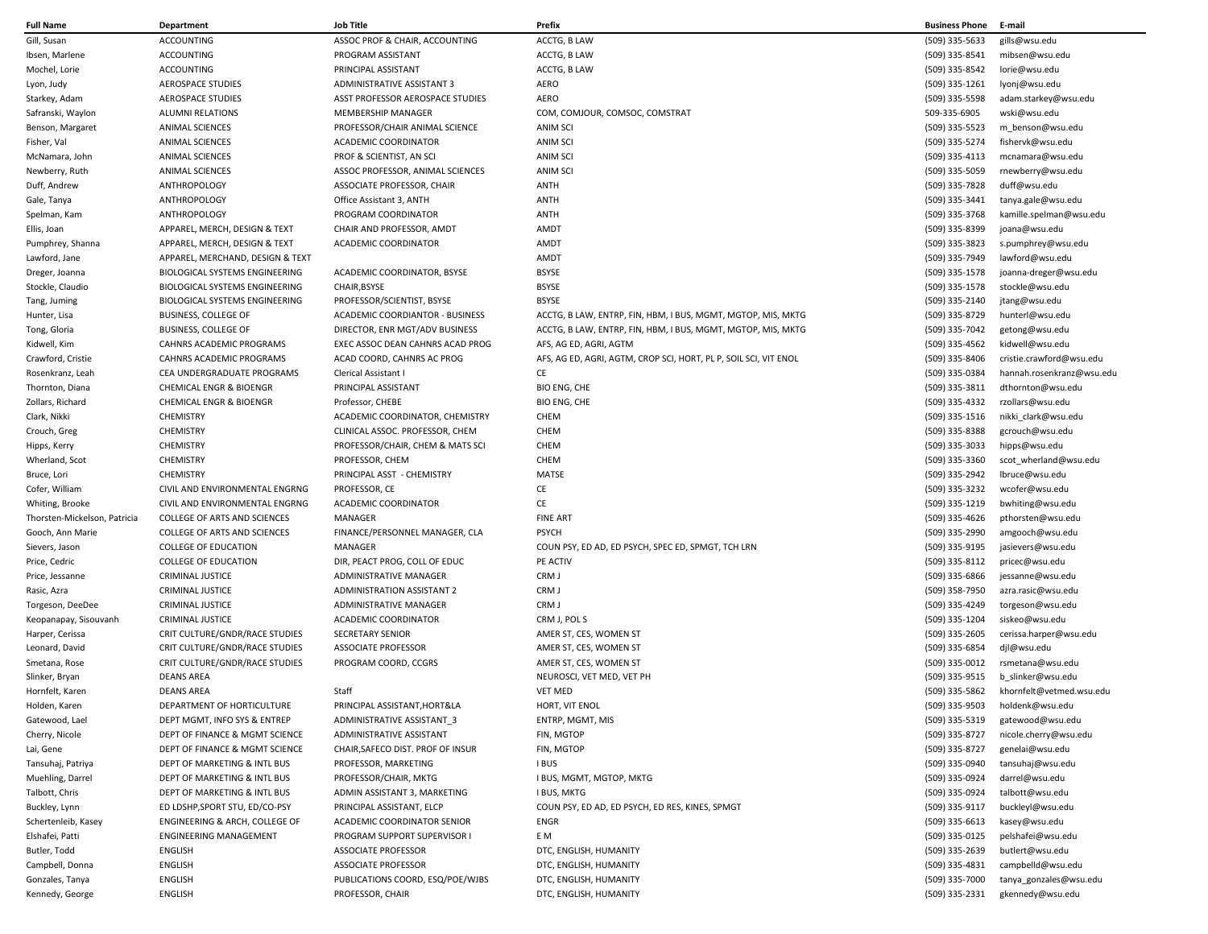| Full Name | Department | Job Title | Prefix | Business Phone | E-mail |
|---|---|---|---|---|---|
| Gill, Susan | ACCOUNTING | ASSOC PROF & CHAIR, ACCOUNTING | ACCTG, B LAW | (509) 335-5633 | gills@wsu.edu |
| Ibsen, Marlene | ACCOUNTING | PROGRAM ASSISTANT | ACCTG, B LAW | (509) 335-8541 | mibsen@wsu.edu |
| Mochel, Lorie | ACCOUNTING | PRINCIPAL ASSISTANT | ACCTG, B LAW | (509) 335-8542 | lorie@wsu.edu |
| Lyon, Judy | AEROSPACE STUDIES | ADMINISTRATIVE ASSISTANT 3 | AERO | (509) 335-1261 | lyonj@wsu.edu |
| Starkey, Adam | AEROSPACE STUDIES | ASST PROFESSOR AEROSPACE STUDIES | AERO | (509) 335-5598 | adam.starkey@wsu.edu |
| Safranski, Waylon | ALUMNI RELATIONS | MEMBERSHIP MANAGER | COM, COMJOUR, COMSOC, COMSTRAT | 509-335-6905 | wski@wsu.edu |
| Benson, Margaret | ANIMAL SCIENCES | PROFESSOR/CHAIR ANIMAL SCIENCE | ANIM SCI | (509) 335-5523 | m_benson@wsu.edu |
| Fisher, Val | ANIMAL SCIENCES | ACADEMIC COORDINATOR | ANIM SCI | (509) 335-5274 | fishervk@wsu.edu |
| McNamara, John | ANIMAL SCIENCES | PROF & SCIENTIST, AN SCI | ANIM SCI | (509) 335-4113 | mcnamara@wsu.edu |
| Newberry, Ruth | ANIMAL SCIENCES | ASSOC PROFESSOR, ANIMAL SCIENCES | ANIM SCI | (509) 335-5059 | rnewberry@wsu.edu |
| Duff, Andrew | ANTHROPOLOGY | ASSOCIATE PROFESSOR, CHAIR | ANTH | (509) 335-7828 | duff@wsu.edu |
| Gale, Tanya | ANTHROPOLOGY | Office Assistant 3, ANTH | ANTH | (509) 335-3441 | tanya.gale@wsu.edu |
| Spelman, Kam | ANTHROPOLOGY | PROGRAM COORDINATOR | ANTH | (509) 335-3768 | kamille.spelman@wsu.edu |
| Ellis, Joan | APPAREL, MERCH, DESIGN & TEXT | CHAIR AND PROFESSOR, AMDT | AMDT | (509) 335-8399 | joana@wsu.edu |
| Pumphrey, Shanna | APPAREL, MERCH, DESIGN & TEXT | ACADEMIC COORDINATOR | AMDT | (509) 335-3823 | s.pumphrey@wsu.edu |
| Lawford, Jane | APPAREL, MERCHAND, DESIGN & TEXT | | AMDT | (509) 335-7949 | lawford@wsu.edu |
| Dreger, Joanna | BIOLOGICAL SYSTEMS ENGINEERING | ACADEMIC COORDINATOR, BSYSE | BSYSE | (509) 335-1578 | joanna-dreger@wsu.edu |
| Stockle, Claudio | BIOLOGICAL SYSTEMS ENGINEERING | CHAIR,BSYSE | BSYSE | (509) 335-1578 | stockle@wsu.edu |
| Tang, Juming | BIOLOGICAL SYSTEMS ENGINEERING | PROFESSOR/SCIENTIST, BSYSE | BSYSE | (509) 335-2140 | jtang@wsu.edu |
| Hunter, Lisa | BUSINESS, COLLEGE OF | ACADEMIC COORDIANTOR - BUSINESS | ACCTG, B LAW, ENTRP, FIN, HBM, I BUS, MGMT, MGTOP, MIS, MKTG | (509) 335-8729 | hunterl@wsu.edu |
| Tong, Gloria | BUSINESS, COLLEGE OF | DIRECTOR, ENR MGT/ADV BUSINESS | ACCTG, B LAW, ENTRP, FIN, HBM, I BUS, MGMT, MGTOP, MIS, MKTG | (509) 335-7042 | getong@wsu.edu |
| Kidwell, Kim | CAHNRS ACADEMIC PROGRAMS | EXEC ASSOC DEAN CAHNRS ACAD PROG | AFS, AG ED, AGRI, AGTM | (509) 335-4562 | kidwell@wsu.edu |
| Crawford, Cristie | CAHNRS ACADEMIC PROGRAMS | ACAD COORD, CAHNRS AC PROG | AFS, AG ED, AGRI, AGTM, CROP SCI, HORT, PL P, SOIL SCI, VIT ENOL | (509) 335-8406 | cristie.crawford@wsu.edu |
| Rosenkranz, Leah | CEA UNDERGRADUATE PROGRAMS | Clerical Assistant I | CE | (509) 335-0384 | hannah.rosenkranz@wsu.edu |
| Thornton, Diana | CHEMICAL ENGR & BIOENGR | PRINCIPAL ASSISTANT | BIO ENG, CHE | (509) 335-3811 | dthornton@wsu.edu |
| Zollars, Richard | CHEMICAL ENGR & BIOENGR | Professor, CHEBE | BIO ENG, CHE | (509) 335-4332 | rzollars@wsu.edu |
| Clark, Nikki | CHEMISTRY | ACADEMIC COORDINATOR, CHEMISTRY | CHEM | (509) 335-1516 | nikki_clark@wsu.edu |
| Crouch, Greg | CHEMISTRY | CLINICAL ASSOC. PROFESSOR, CHEM | CHEM | (509) 335-8388 | gcrouch@wsu.edu |
| Hipps, Kerry | CHEMISTRY | PROFESSOR/CHAIR, CHEM & MATS SCI | CHEM | (509) 335-3033 | hipps@wsu.edu |
| Wherland, Scot | CHEMISTRY | PROFESSOR, CHEM | CHEM | (509) 335-3360 | scot_wherland@wsu.edu |
| Bruce, Lori | CHEMISTRY | PRINCIPAL ASST - CHEMISTRY | MATSE | (509) 335-2942 | lbruce@wsu.edu |
| Cofer, William | CIVIL AND ENVIRONMENTAL ENGRNG | PROFESSOR, CE | CE | (509) 335-3232 | wcofer@wsu.edu |
| Whiting, Brooke | CIVIL AND ENVIRONMENTAL ENGRNG | ACADEMIC COORDINATOR | CE | (509) 335-1219 | bwhiting@wsu.edu |
| Thorsten-Mickelson, Patricia | COLLEGE OF ARTS AND SCIENCES | MANAGER | FINE ART | (509) 335-4626 | pthorsten@wsu.edu |
| Gooch, Ann Marie | COLLEGE OF ARTS AND SCIENCES | FINANCE/PERSONNEL MANAGER, CLA | PSYCH | (509) 335-2990 | amgooch@wsu.edu |
| Sievers, Jason | COLLEGE OF EDUCATION | MANAGER | COUN PSY, ED AD, ED PSYCH, SPEC ED, SPMGT, TCH LRN | (509) 335-9195 | jasievers@wsu.edu |
| Price, Cedric | COLLEGE OF EDUCATION | DIR, PEACT PROG, COLL OF EDUC | PE ACTIV | (509) 335-8112 | pricec@wsu.edu |
| Price, Jessanne | CRIMINAL JUSTICE | ADMINISTRATIVE MANAGER | CRM J | (509) 335-6866 | jessanne@wsu.edu |
| Rasic, Azra | CRIMINAL JUSTICE | ADMINISTRATION ASSISTANT 2 | CRM J | (509) 358-7950 | azra.rasic@wsu.edu |
| Torgeson, DeeDee | CRIMINAL JUSTICE | ADMINISTRATIVE MANAGER | CRM J | (509) 335-4249 | torgeson@wsu.edu |
| Keopanapay, Sisouvanh | CRIMINAL JUSTICE | ACADEMIC COORDINATOR | CRM J, POL S | (509) 335-1204 | siskeo@wsu.edu |
| Harper, Cerissa | CRIT CULTURE/GNDR/RACE STUDIES | SECRETARY SENIOR | AMER ST, CES, WOMEN ST | (509) 335-2605 | cerissa.harper@wsu.edu |
| Leonard, David | CRIT CULTURE/GNDR/RACE STUDIES | ASSOCIATE PROFESSOR | AMER ST, CES, WOMEN ST | (509) 335-6854 | djl@wsu.edu |
| Smetana, Rose | CRIT CULTURE/GNDR/RACE STUDIES | PROGRAM COORD, CCGRS | AMER ST, CES, WOMEN ST | (509) 335-0012 | rsmetana@wsu.edu |
| Slinker, Bryan | DEANS AREA | | NEUROSCI, VET MED, VET PH | (509) 335-9515 | b_slinker@wsu.edu |
| Hornfelt, Karen | DEANS AREA | Staff | VET MED | (509) 335-5862 | khornfelt@vetmed.wsu.edu |
| Holden, Karen | DEPARTMENT OF HORTICULTURE | PRINCIPAL ASSISTANT,HORT&LA | HORT, VIT ENOL | (509) 335-9503 | holdenk@wsu.edu |
| Gatewood, Lael | DEPT MGMT, INFO SYS & ENTREP | ADMINISTRATIVE ASSISTANT_3 | ENTRP, MGMT, MIS | (509) 335-5319 | gatewood@wsu.edu |
| Cherry, Nicole | DEPT OF FINANCE & MGMT SCIENCE | ADMINISTRATIVE ASSISTANT | FIN, MGTOP | (509) 335-8727 | nicole.cherry@wsu.edu |
| Lai, Gene | DEPT OF FINANCE & MGMT SCIENCE | CHAIR,SAFECO DIST. PROF OF INSUR | FIN, MGTOP | (509) 335-8727 | genelai@wsu.edu |
| Tansuhaj, Patriya | DEPT OF MARKETING & INTL BUS | PROFESSOR, MARKETING | I BUS | (509) 335-0940 | tansuhaj@wsu.edu |
| Muehling, Darrel | DEPT OF MARKETING & INTL BUS | PROFESSOR/CHAIR, MKTG | I BUS, MGMT, MGTOP, MKTG | (509) 335-0924 | darrel@wsu.edu |
| Talbott, Chris | DEPT OF MARKETING & INTL BUS | ADMIN ASSISTANT 3, MARKETING | I BUS, MKTG | (509) 335-0924 | talbott@wsu.edu |
| Buckley, Lynn | ED LDSHP,SPORT STU, ED/CO-PSY | PRINCIPAL ASSISTANT, ELCP | COUN PSY, ED AD, ED PSYCH, ED RES, KINES, SPMGT | (509) 335-9117 | buckleyl@wsu.edu |
| Schertenleib, Kasey | ENGINEERING & ARCH, COLLEGE OF | ACADEMIC COORDINATOR SENIOR | ENGR | (509) 335-6613 | kasey@wsu.edu |
| Elshafei, Patti | ENGINEERING MANAGEMENT | PROGRAM SUPPORT SUPERVISOR I | E M | (509) 335-0125 | pelshafei@wsu.edu |
| Butler, Todd | ENGLISH | ASSOCIATE PROFESSOR | DTC, ENGLISH, HUMANITY | (509) 335-2639 | butlert@wsu.edu |
| Campbell, Donna | ENGLISH | ASSOCIATE PROFESSOR | DTC, ENGLISH, HUMANITY | (509) 335-4831 | campbelld@wsu.edu |
| Gonzales, Tanya | ENGLISH | PUBLICATIONS COORD, ESQ/POE/WJBS | DTC, ENGLISH, HUMANITY | (509) 335-7000 | tanya_gonzales@wsu.edu |
| Kennedy, George | ENGLISH | PROFESSOR, CHAIR | DTC, ENGLISH, HUMANITY | (509) 335-2331 | gkennedy@wsu.edu |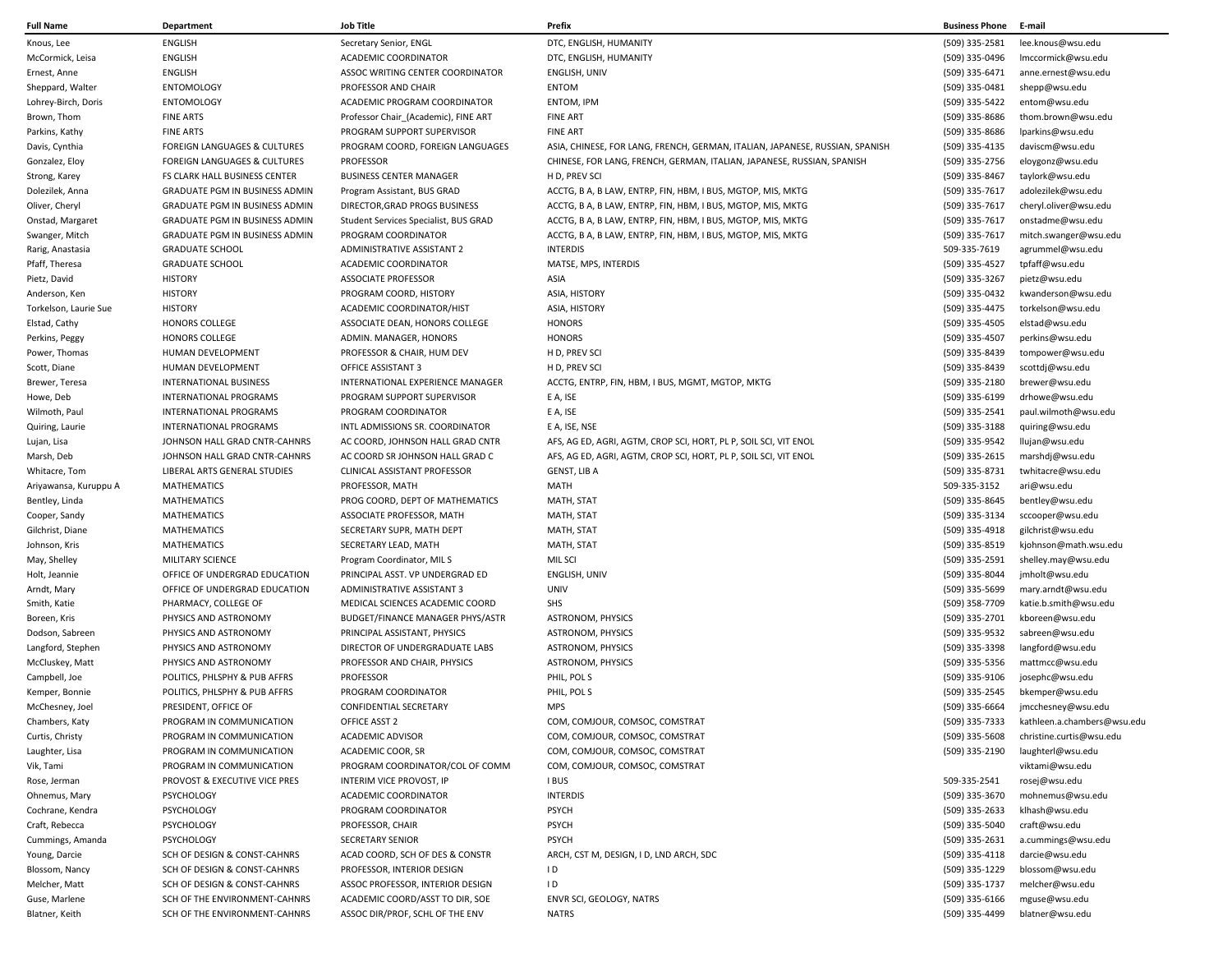| Full Name | Department | Job Title | Prefix | Business Phone | E-mail |
|---|---|---|---|---|---|
| Knous, Lee | ENGLISH | Secretary Senior, ENGL | DTC, ENGLISH, HUMANITY | (509) 335-2581 | lee.knous@wsu.edu |
| McCormick, Leisa | ENGLISH | ACADEMIC COORDINATOR | DTC, ENGLISH, HUMANITY | (509) 335-0496 | lmccormick@wsu.edu |
| Ernest, Anne | ENGLISH | ASSOC WRITING CENTER COORDINATOR | ENGLISH, UNIV | (509) 335-6471 | anne.ernest@wsu.edu |
| Sheppard, Walter | ENTOMOLOGY | PROFESSOR AND CHAIR | ENTOM | (509) 335-0481 | shepp@wsu.edu |
| Lohrey-Birch, Doris | ENTOMOLOGY | ACADEMIC PROGRAM COORDINATOR | ENTOM, IPM | (509) 335-5422 | entom@wsu.edu |
| Brown, Thom | FINE ARTS | Professor Chair_(Academic), FINE ART | FINE ART | (509) 335-8686 | thom.brown@wsu.edu |
| Parkins, Kathy | FINE ARTS | PROGRAM SUPPORT SUPERVISOR | FINE ART | (509) 335-8686 | lparkins@wsu.edu |
| Davis, Cynthia | FOREIGN LANGUAGES & CULTURES | PROGRAM COORD, FOREIGN LANGUAGES | ASIA, CHINESE, FOR LANG, FRENCH, GERMAN, ITALIAN, JAPANESE, RUSSIAN, SPANISH | (509) 335-4135 | daviscm@wsu.edu |
| Gonzalez, Eloy | FOREIGN LANGUAGES & CULTURES | PROFESSOR | CHINESE, FOR LANG, FRENCH, GERMAN, ITALIAN, JAPANESE, RUSSIAN, SPANISH | (509) 335-2756 | eloygonz@wsu.edu |
| Strong, Karey | FS CLARK HALL BUSINESS CENTER | BUSINESS CENTER MANAGER | H D, PREV SCI | (509) 335-8467 | taylork@wsu.edu |
| Dolezilek, Anna | GRADUATE PGM IN BUSINESS ADMIN | Program Assistant, BUS GRAD | ACCTG, B A, B LAW, ENTRP, FIN, HBM, I BUS, MGTOP, MIS, MKTG | (509) 335-7617 | adolezilek@wsu.edu |
| Oliver, Cheryl | GRADUATE PGM IN BUSINESS ADMIN | DIRECTOR,GRAD PROGS BUSINESS | ACCTG, B A, B LAW, ENTRP, FIN, HBM, I BUS, MGTOP, MIS, MKTG | (509) 335-7617 | cheryl.oliver@wsu.edu |
| Onstad, Margaret | GRADUATE PGM IN BUSINESS ADMIN | Student Services Specialist, BUS GRAD | ACCTG, B A, B LAW, ENTRP, FIN, HBM, I BUS, MGTOP, MIS, MKTG | (509) 335-7617 | onstadme@wsu.edu |
| Swanger, Mitch | GRADUATE PGM IN BUSINESS ADMIN | PROGRAM COORDINATOR | ACCTG, B A, B LAW, ENTRP, FIN, HBM, I BUS, MGTOP, MIS, MKTG | (509) 335-7617 | mitch.swanger@wsu.edu |
| Rarig, Anastasia | GRADUATE SCHOOL | ADMINISTRATIVE ASSISTANT 2 | INTERDIS | 509-335-7619 | agrummel@wsu.edu |
| Pfaff, Theresa | GRADUATE SCHOOL | ACADEMIC COORDINATOR | MATSE, MPS, INTERDIS | (509) 335-4527 | tpfaff@wsu.edu |
| Pietz, David | HISTORY | ASSOCIATE PROFESSOR | ASIA | (509) 335-3267 | pietz@wsu.edu |
| Anderson, Ken | HISTORY | PROGRAM COORD, HISTORY | ASIA, HISTORY | (509) 335-0432 | kwanderson@wsu.edu |
| Torkelson, Laurie Sue | HISTORY | ACADEMIC COORDINATOR/HIST | ASIA, HISTORY | (509) 335-4475 | torkelson@wsu.edu |
| Elstad, Cathy | HONORS COLLEGE | ASSOCIATE DEAN, HONORS COLLEGE | HONORS | (509) 335-4505 | elstad@wsu.edu |
| Perkins, Peggy | HONORS COLLEGE | ADMIN. MANAGER, HONORS | HONORS | (509) 335-4507 | perkins@wsu.edu |
| Power, Thomas | HUMAN DEVELOPMENT | PROFESSOR & CHAIR, HUM DEV | H D, PREV SCI | (509) 335-8439 | tompower@wsu.edu |
| Scott, Diane | HUMAN DEVELOPMENT | OFFICE ASSISTANT 3 | H D, PREV SCI | (509) 335-8439 | scottdj@wsu.edu |
| Brewer, Teresa | INTERNATIONAL BUSINESS | INTERNATIONAL EXPERIENCE MANAGER | ACCTG, ENTRP, FIN, HBM, I BUS, MGMT, MGTOP, MKTG | (509) 335-2180 | brewer@wsu.edu |
| Howe, Deb | INTERNATIONAL PROGRAMS | PROGRAM SUPPORT SUPERVISOR | E A, ISE | (509) 335-6199 | drhowe@wsu.edu |
| Wilmoth, Paul | INTERNATIONAL PROGRAMS | PROGRAM COORDINATOR | E A, ISE | (509) 335-2541 | paul.wilmoth@wsu.edu |
| Quiring, Laurie | INTERNATIONAL PROGRAMS | INTL ADMISSIONS SR. COORDINATOR | E A, ISE, NSE | (509) 335-3188 | quiring@wsu.edu |
| Lujan, Lisa | JOHNSON HALL GRAD CNTR-CAHNRS | AC COORD, JOHNSON HALL GRAD CNTR | AFS, AG ED, AGRI, AGTM, CROP SCI, HORT, PL P, SOIL SCI, VIT ENOL | (509) 335-9542 | llujan@wsu.edu |
| Marsh, Deb | JOHNSON HALL GRAD CNTR-CAHNRS | AC COORD SR JOHNSON HALL GRAD C | AFS, AG ED, AGRI, AGTM, CROP SCI, HORT, PL P, SOIL SCI, VIT ENOL | (509) 335-2615 | marshdj@wsu.edu |
| Whitacre, Tom | LIBERAL ARTS GENERAL STUDIES | CLINICAL ASSISTANT PROFESSOR | GENST, LIB A | (509) 335-8731 | twhitacre@wsu.edu |
| Ariyawansa, Kuruppu A | MATHEMATICS | PROFESSOR, MATH | MATH | 509-335-3152 | ari@wsu.edu |
| Bentley, Linda | MATHEMATICS | PROG COORD, DEPT OF MATHEMATICS | MATH, STAT | (509) 335-8645 | bentley@wsu.edu |
| Cooper, Sandy | MATHEMATICS | ASSOCIATE PROFESSOR, MATH | MATH, STAT | (509) 335-3134 | sccooper@wsu.edu |
| Gilchrist, Diane | MATHEMATICS | SECRETARY SUPR, MATH DEPT | MATH, STAT | (509) 335-4918 | gilchrist@wsu.edu |
| Johnson, Kris | MATHEMATICS | SECRETARY LEAD, MATH | MATH, STAT | (509) 335-8519 | kjohnson@math.wsu.edu |
| May, Shelley | MILITARY SCIENCE | Program Coordinator, MIL S | MIL SCI | (509) 335-2591 | shelley.may@wsu.edu |
| Holt, Jeannie | OFFICE OF UNDERGRAD EDUCATION | PRINCIPAL ASST. VP UNDERGRAD ED | ENGLISH, UNIV | (509) 335-8044 | jmholt@wsu.edu |
| Arndt, Mary | OFFICE OF UNDERGRAD EDUCATION | ADMINISTRATIVE ASSISTANT 3 | UNIV | (509) 335-5699 | mary.arndt@wsu.edu |
| Smith, Katie | PHARMACY, COLLEGE OF | MEDICAL SCIENCES ACADEMIC COORD | SHS | (509) 358-7709 | katie.b.smith@wsu.edu |
| Boreen, Kris | PHYSICS AND ASTRONOMY | BUDGET/FINANCE MANAGER PHYS/ASTR | ASTRONOM, PHYSICS | (509) 335-2701 | kboreen@wsu.edu |
| Dodson, Sabreen | PHYSICS AND ASTRONOMY | PRINCIPAL ASSISTANT, PHYSICS | ASTRONOM, PHYSICS | (509) 335-9532 | sabreen@wsu.edu |
| Langford, Stephen | PHYSICS AND ASTRONOMY | DIRECTOR OF UNDERGRADUATE LABS | ASTRONOM, PHYSICS | (509) 335-3398 | langford@wsu.edu |
| McCluskey, Matt | PHYSICS AND ASTRONOMY | PROFESSOR AND CHAIR, PHYSICS | ASTRONOM, PHYSICS | (509) 335-5356 | mattmcc@wsu.edu |
| Campbell, Joe | POLITICS, PHLSPHY & PUB AFFRS | PROFESSOR | PHIL, POL S | (509) 335-9106 | josephc@wsu.edu |
| Kemper, Bonnie | POLITICS, PHLSPHY & PUB AFFRS | PROGRAM COORDINATOR | PHIL, POL S | (509) 335-2545 | bkemper@wsu.edu |
| McChesney, Joel | PRESIDENT, OFFICE OF | CONFIDENTIAL SECRETARY | MPS | (509) 335-6664 | jmcchesney@wsu.edu |
| Chambers, Katy | PROGRAM IN COMMUNICATION | OFFICE ASST 2 | COM, COMJOUR, COMSOC, COMSTRAT | (509) 335-7333 | kathleen.a.chambers@wsu.edu |
| Curtis, Christy | PROGRAM IN COMMUNICATION | ACADEMIC ADVISOR | COM, COMJOUR, COMSOC, COMSTRAT | (509) 335-5608 | christine.curtis@wsu.edu |
| Laughter, Lisa | PROGRAM IN COMMUNICATION | ACADEMIC COOR, SR | COM, COMJOUR, COMSOC, COMSTRAT | (509) 335-2190 | laughterl@wsu.edu |
| Vik, Tami | PROGRAM IN COMMUNICATION | PROGRAM COORDINATOR/COL OF COMM | COM, COMJOUR, COMSOC, COMSTRAT | | viktami@wsu.edu |
| Rose, Jerman | PROVOST & EXECUTIVE VICE PRES | INTERIM VICE PROVOST, IP | I BUS | 509-335-2541 | rosej@wsu.edu |
| Ohnemus, Mary | PSYCHOLOGY | ACADEMIC COORDINATOR | INTERDIS | (509) 335-3670 | mohnemus@wsu.edu |
| Cochrane, Kendra | PSYCHOLOGY | PROGRAM COORDINATOR | PSYCH | (509) 335-2633 | klhash@wsu.edu |
| Craft, Rebecca | PSYCHOLOGY | PROFESSOR, CHAIR | PSYCH | (509) 335-5040 | craft@wsu.edu |
| Cummings, Amanda | PSYCHOLOGY | SECRETARY SENIOR | PSYCH | (509) 335-2631 | a.cummings@wsu.edu |
| Young, Darcie | SCH OF DESIGN & CONST-CAHNRS | ACAD COORD, SCH OF DES & CONSTR | ARCH, CST M, DESIGN, I D, LND ARCH, SDC | (509) 335-4118 | darcie@wsu.edu |
| Blossom, Nancy | SCH OF DESIGN & CONST-CAHNRS | PROFESSOR, INTERIOR DESIGN | I D | (509) 335-1229 | blossom@wsu.edu |
| Melcher, Matt | SCH OF DESIGN & CONST-CAHNRS | ASSOC PROFESSOR, INTERIOR DESIGN | I D | (509) 335-1737 | melcher@wsu.edu |
| Guse, Marlene | SCH OF THE ENVIRONMENT-CAHNRS | ACADEMIC COORD/ASST TO DIR, SOE | ENVR SCI, GEOLOGY, NATRS | (509) 335-6166 | mguse@wsu.edu |
| Blatner, Keith | SCH OF THE ENVIRONMENT-CAHNRS | ASSOC DIR/PROF, SCHL OF THE ENV | NATRS | (509) 335-4499 | blatner@wsu.edu |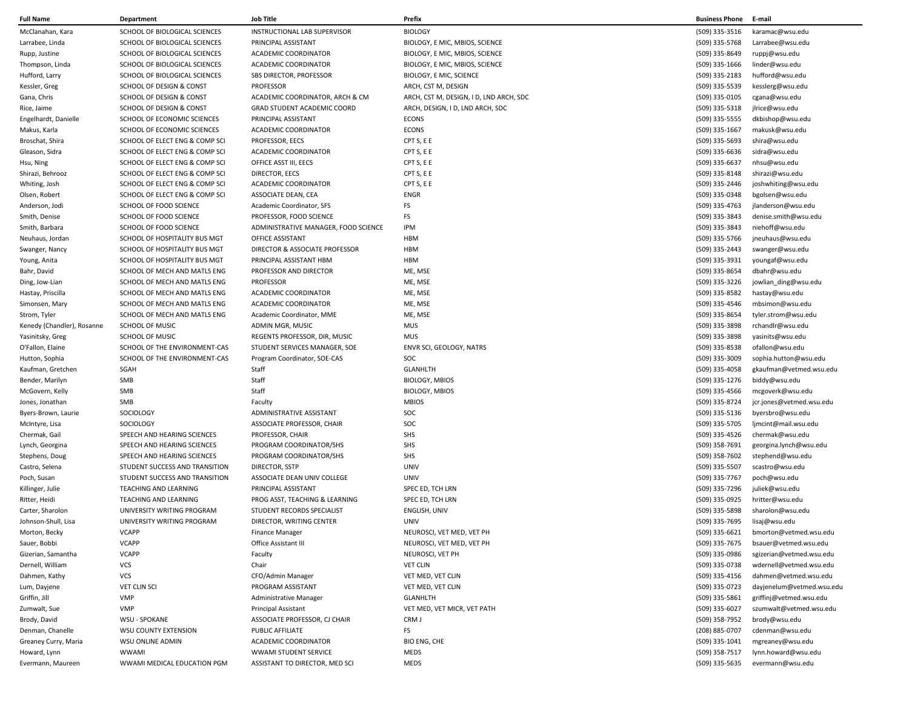| Full Name | Department | Job Title | Prefix | Business Phone | E-mail |
|---|---|---|---|---|---|
| McClanahan, Kara | SCHOOL OF BIOLOGICAL SCIENCES | INSTRUCTIONAL LAB SUPERVISOR | BIOLOGY | (509) 335-3516 | karamac@wsu.edu |
| Larrabee, Linda | SCHOOL OF BIOLOGICAL SCIENCES | PRINCIPAL ASSISTANT | BIOLOGY, E MIC, MBIOS, SCIENCE | (509) 335-5768 | Larrabee@wsu.edu |
| Rupp, Justine | SCHOOL OF BIOLOGICAL SCIENCES | ACADEMIC COORDINATOR | BIOLOGY, E MIC, MBIOS, SCIENCE | (509) 335-8649 | ruppj@wsu.edu |
| Thompson, Linda | SCHOOL OF BIOLOGICAL SCIENCES | ACADEMIC COORDINATOR | BIOLOGY, E MIC, MBIOS, SCIENCE | (509) 335-1666 | linder@wsu.edu |
| Hufford, Larry | SCHOOL OF BIOLOGICAL SCIENCES | SBS DIRECTOR, PROFESSOR | BIOLOGY, E MIC, SCIENCE | (509) 335-2183 | hufford@wsu.edu |
| Kessler, Greg | SCHOOL OF DESIGN & CONST | PROFESSOR | ARCH, CST M, DESIGN | (509) 335-5539 | kesslerg@wsu.edu |
| Gana, Chris | SCHOOL OF DESIGN & CONST | ACADEMIC COORDINATOR, ARCH & CM | ARCH, CST M, DESIGN, I D, LND ARCH, SDC | (509) 335-0105 | cgana@wsu.edu |
| Rice, Jaime | SCHOOL OF DESIGN & CONST | GRAD STUDENT ACADEMIC COORD | ARCH, DESIGN, I D, LND ARCH, SDC | (509) 335-5318 | jlrice@wsu.edu |
| Engelhardt, Danielle | SCHOOL OF ECONOMIC SCIENCES | PRINCIPAL ASSISTANT | ECONS | (509) 335-5555 | dkbishop@wsu.edu |
| Makus, Karla | SCHOOL OF ECONOMIC SCIENCES | ACADEMIC COORDINATOR | ECONS | (509) 335-1667 | makusk@wsu.edu |
| Broschat, Shira | SCHOOL OF ELECT ENG & COMP SCI | PROFESSOR, EECS | CPT S, E E | (509) 335-5693 | shira@wsu.edu |
| Gleason, Sidra | SCHOOL OF ELECT ENG & COMP SCI | ACADEMIC COORDINATOR | CPT S, E E | (509) 335-6636 | sidra@wsu.edu |
| Hsu, Ning | SCHOOL OF ELECT ENG & COMP SCI | OFFICE ASST III, EECS | CPT S, E E | (509) 335-6637 | nhsu@wsu.edu |
| Shirazi, Behrooz | SCHOOL OF ELECT ENG & COMP SCI | DIRECTOR, EECS | CPT S, E E | (509) 335-8148 | shirazi@wsu.edu |
| Whiting, Josh | SCHOOL OF ELECT ENG & COMP SCI | ACADEMIC COORDINATOR | CPT S, E E | (509) 335-2446 | joshwhiting@wsu.edu |
| Olsen, Robert | SCHOOL OF ELECT ENG & COMP SCI | ASSOCIATE DEAN, CEA | ENGR | (509) 335-0348 | bgolsen@wsu.edu |
| Anderson, Jodi | SCHOOL OF FOOD SCIENCE | Academic Coordinator, SFS | FS | (509) 335-4763 | jlanderson@wsu.edu |
| Smith, Denise | SCHOOL OF FOOD SCIENCE | PROFESSOR, FOOD SCIENCE | FS | (509) 335-3843 | denise.smith@wsu.edu |
| Smith, Barbara | SCHOOL OF FOOD SCIENCE | ADMINISTRATIVE MANAGER, FOOD SCIENCE | IPM | (509) 335-3843 | niehoff@wsu.edu |
| Neuhaus, Jordan | SCHOOL OF HOSPITALITY BUS MGT | OFFICE ASSISTANT | HBM | (509) 335-5766 | jneuhaus@wsu.edu |
| Swanger, Nancy | SCHOOL OF HOSPITALITY BUS MGT | DIRECTOR & ASSOCIATE PROFESSOR | HBM | (509) 335-2443 | swanger@wsu.edu |
| Young, Anita | SCHOOL OF HOSPITALITY BUS MGT | PRINCIPAL ASSISTANT HBM | HBM | (509) 335-3931 | youngaf@wsu.edu |
| Bahr, David | SCHOOL OF MECH AND MATLS ENG | PROFESSOR AND DIRECTOR | ME, MSE | (509) 335-8654 | dbahr@wsu.edu |
| Ding, Jow-Lian | SCHOOL OF MECH AND MATLS ENG | PROFESSOR | ME, MSE | (509) 335-3226 | jowlian_ding@wsu.edu |
| Hastay, Priscilla | SCHOOL OF MECH AND MATLS ENG | ACADEMIC COORDINATOR | ME, MSE | (509) 335-8582 | hastay@wsu.edu |
| Simonsen, Mary | SCHOOL OF MECH AND MATLS ENG | ACADEMIC COORDINATOR | ME, MSE | (509) 335-4546 | mbsimon@wsu.edu |
| Strom, Tyler | SCHOOL OF MECH AND MATLS ENG | Academic Coordinator, MME | ME, MSE | (509) 335-8654 | tyler.strom@wsu.edu |
| Kenedy (Chandler), Rosanne | SCHOOL OF MUSIC | ADMIN MGR, MUSIC | MUS | (509) 335-3898 | rchandlr@wsu.edu |
| Yasinitsky, Greg | SCHOOL OF MUSIC | REGENTS PROFESSOR, DIR, MUSIC | MUS | (509) 335-3898 | yasinits@wsu.edu |
| O'Fallon, Elaine | SCHOOL OF THE ENVIRONMENT-CAS | STUDENT SERVICES MANAGER, SOE | ENVR SCI, GEOLOGY, NATRS | (509) 335-8538 | ofallon@wsu.edu |
| Hutton, Sophia | SCHOOL OF THE ENVIRONMENT-CAS | Program Coordinator, SOE-CAS | SOC | (509) 335-3009 | sophia.hutton@wsu.edu |
| Kaufman, Gretchen | SGAH | Staff | GLANHLTH | (509) 335-4058 | gkaufman@vetmed.wsu.edu |
| Bender, Marilyn | SMB | Staff | BIOLOGY, MBIOS | (509) 335-1276 | biddy@wsu.edu |
| McGovern, Kelly | SMB | Staff | BIOLOGY, MBIOS | (509) 335-4566 | mcgoverk@wsu.edu |
| Jones, Jonathan | SMB | Faculty | MBIOS | (509) 335-8724 | jcr.jones@vetmed.wsu.edu |
| Byers-Brown, Laurie | SOCIOLOGY | ADMINISTRATIVE ASSISTANT | SOC | (509) 335-5136 | byersbro@wsu.edu |
| McIntyre, Lisa | SOCIOLOGY | ASSOCIATE PROFESSOR, CHAIR | SOC | (509) 335-5705 | ljmcint@mail.wsu.edu |
| Chermak, Gail | SPEECH AND HEARING SCIENCES | PROFESSOR, CHAIR | SHS | (509) 335-4526 | chermak@wsu.edu |
| Lynch, Georgina | SPEECH AND HEARING SCIENCES | PROGRAM COORDINATOR/SHS | SHS | (509) 358-7691 | georgina.lynch@wsu.edu |
| Stephens, Doug | SPEECH AND HEARING SCIENCES | PROGRAM COORDINATOR/SHS | SHS | (509) 358-7602 | stephend@wsu.edu |
| Castro, Selena | STUDENT SUCCESS AND TRANSITION | DIRECTOR, SSTP | UNIV | (509) 335-5507 | scastro@wsu.edu |
| Poch, Susan | STUDENT SUCCESS AND TRANSITION | ASSOCIATE DEAN UNIV COLLEGE | UNIV | (509) 335-7767 | poch@wsu.edu |
| Killinger, Julie | TEACHING AND LEARNING | PRINCIPAL ASSISTANT | SPEC ED, TCH LRN | (509) 335-7296 | juliek@wsu.edu |
| Ritter, Heidi | TEACHING AND LEARNING | PROG ASST, TEACHING & LEARNING | SPEC ED, TCH LRN | (509) 335-0925 | hritter@wsu.edu |
| Carter, Sharolon | UNIVERSITY WRITING PROGRAM | STUDENT RECORDS SPECIALIST | ENGLISH, UNIV | (509) 335-5898 | sharolon@wsu.edu |
| Johnson-Shull, Lisa | UNIVERSITY WRITING PROGRAM | DIRECTOR, WRITING CENTER | UNIV | (509) 335-7695 | lisaj@wsu.edu |
| Morton, Becky | VCAPP | Finance Manager | NEUROSCI, VET MED, VET PH | (509) 335-6621 | bmorton@vetmed.wsu.edu |
| Sauer, Bobbi | VCAPP | Office Assistant III | NEUROSCI, VET MED, VET PH | (509) 335-7675 | bsauer@vetmed.wsu.edu |
| Gizerian, Samantha | VCAPP | Faculty | NEUROSCI, VET PH | (509) 335-0986 | sgizerian@vetmed.wsu.edu |
| Dernell, William | VCS | Chair | VET CLIN | (509) 335-0738 | wdernell@vetmed.wsu.edu |
| Dahmen, Kathy | VCS | CFO/Admin Manager | VET MED, VET CLIN | (509) 335-4156 | dahmen@vetmed.wsu.edu |
| Lum, Dayjene | VET CLIN SCI | PROGRAM ASSISTANT | VET MED, VET CLIN | (509) 335-0723 | dayjenelum@vetmed.wsu.edu |
| Griffin, Jill | VMP | Administrative Manager | GLANHLTH | (509) 335-5861 | griffinj@vetmed.wsu.edu |
| Zumwalt, Sue | VMP | Principal Assistant | VET MED, VET MICR, VET PATH | (509) 335-6027 | szumwalt@vetmed.wsu.edu |
| Brody, David | WSU - SPOKANE | ASSOCIATE PROFESSOR, CJ CHAIR | CRM J | (509) 358-7952 | brody@wsu.edu |
| Denman, Chanelle | WSU COUNTY EXTENSION | PUBLIC AFFILIATE | FS | (208) 885-0707 | cdenman@wsu.edu |
| Greaney Curry, Maria | WSU ONLINE ADMIN | ACADEMIC COORDINATOR | BIO ENG, CHE | (509) 335-1041 | mgreaney@wsu.edu |
| Howard, Lynn | WWAMI | WWAMI STUDENT SERVICE | MEDS | (509) 358-7517 | lynn.howard@wsu.edu |
| Evermann, Maureen | WWAMI MEDICAL EDUCATION PGM | ASSISTANT TO DIRECTOR, MED SCI | MEDS | (509) 335-5635 | evermann@wsu.edu |